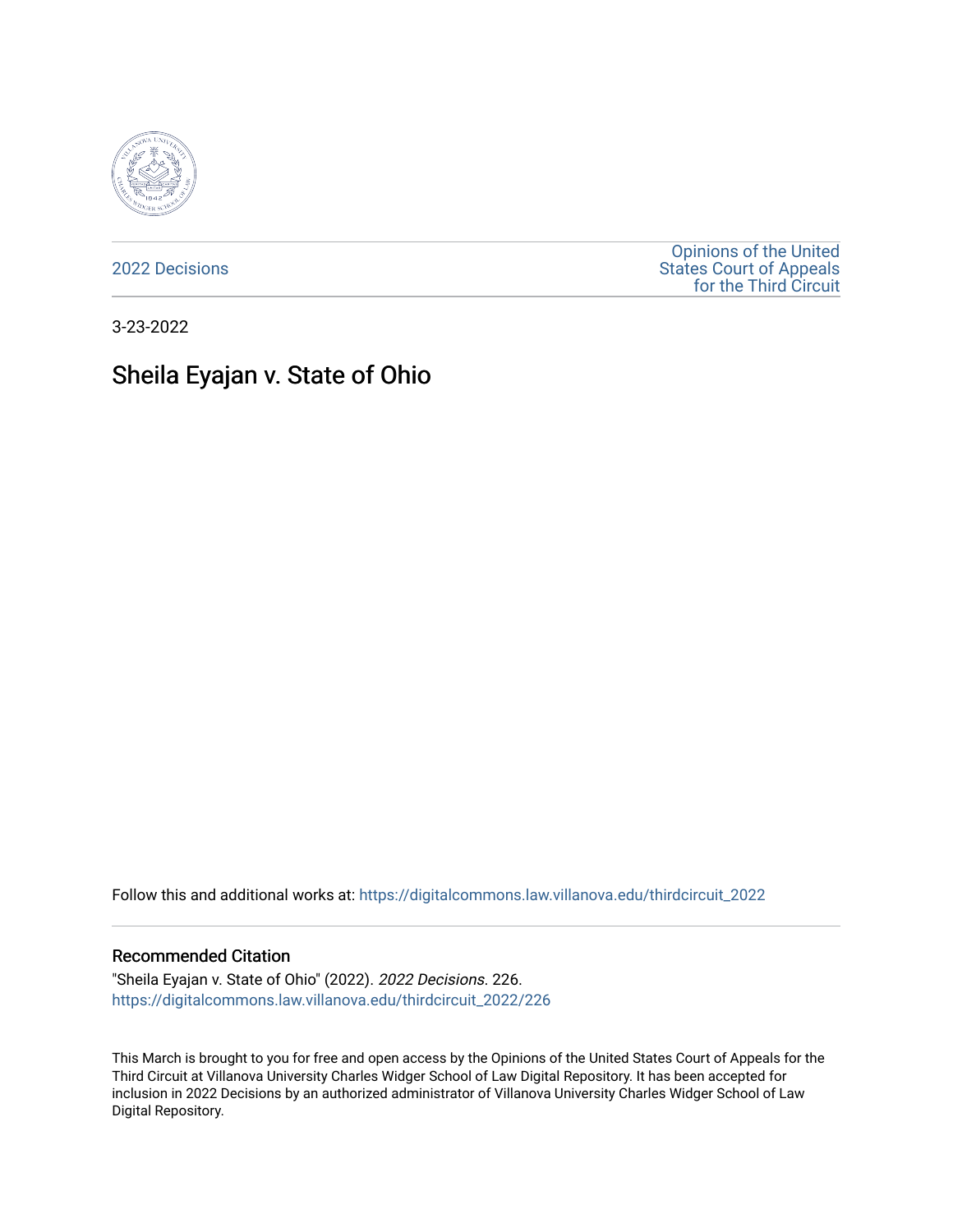2022 Decisions

Opinions of the United States Court of Appeals for the Third Circuit

3-23-2022

# Sheila Eyajan v. State of Ohio

Follow this and additional works at: https://digitalcommons.law.villanova.edu/thirdcircuit_2022

## Recommended Citation

"Sheila Eyajan v. State of Ohio" (2022). *2022 Decisions*. 226.
https://digitalcommons.law.villanova.edu/thirdcircuit_2022/226

This March is brought to you for free and open access by the Opinions of the United States Court of Appeals for the Third Circuit at Villanova University Charles Widger School of Law Digital Repository. It has been accepted for inclusion in 2022 Decisions by an authorized administrator of Villanova University Charles Widger School of Law Digital Repository.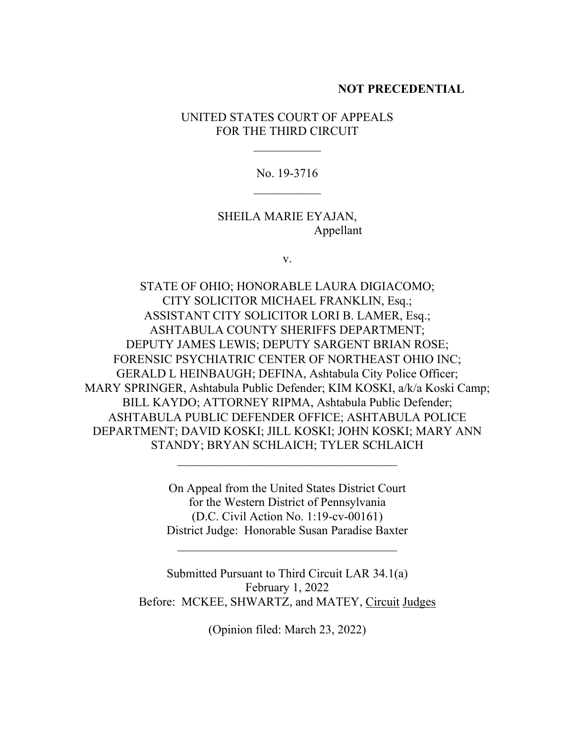**NOT PRECEDENTIAL**

UNITED STATES COURT OF APPEALS
FOR THE THIRD CIRCUIT

\_\_\_\_\_\_\_\_\_\_\_

No. 19-3716

\_\_\_\_\_\_\_\_\_\_\_

SHEILA MARIE EYAJAN,
Appellant

v.

STATE OF OHIO; HONORABLE LAURA DIGIACOMO;
CITY SOLICITOR MICHAEL FRANKLIN, Esq.;
ASSISTANT CITY SOLICITOR LORI B. LAMER, Esq.;
ASHTABULA COUNTY SHERIFFS DEPARTMENT;
DEPUTY JAMES LEWIS; DEPUTY SARGENT BRIAN ROSE;
FORENSIC PSYCHIATRIC CENTER OF NORTHEAST OHIO INC;
GERALD L HEINBAUGH; DEFINA, Ashtabula City Police Officer;
MARY SPRINGER, Ashtabula Public Defender; KIM KOSKI, a/k/a Koski Camp;
BILL KAYDO; ATTORNEY RIPMA, Ashtabula Public Defender;
ASHTABULA PUBLIC DEFENDER OFFICE; ASHTABULA POLICE
DEPARTMENT; DAVID KOSKI; JILL KOSKI; JOHN KOSKI; MARY ANN
STANDY; BRYAN SCHLAICH; TYLER SCHLAICH

\_\_\_\_\_\_\_\_\_\_\_\_\_\_\_\_\_\_\_\_\_\_\_\_\_\_\_\_\_\_\_\_\_\_\_\_

On Appeal from the United States District Court
for the Western District of Pennsylvania
(D.C. Civil Action No. 1:19-cv-00161)
District Judge: Honorable Susan Paradise Baxter

\_\_\_\_\_\_\_\_\_\_\_\_\_\_\_\_\_\_\_\_\_\_\_\_\_\_\_\_\_\_\_\_\_\_\_\_

Submitted Pursuant to Third Circuit LAR 34.1(a)
February 1, 2022
Before: MCKEE, SHWARTZ, and MATEY, Circuit Judges

(Opinion filed: March 23, 2022)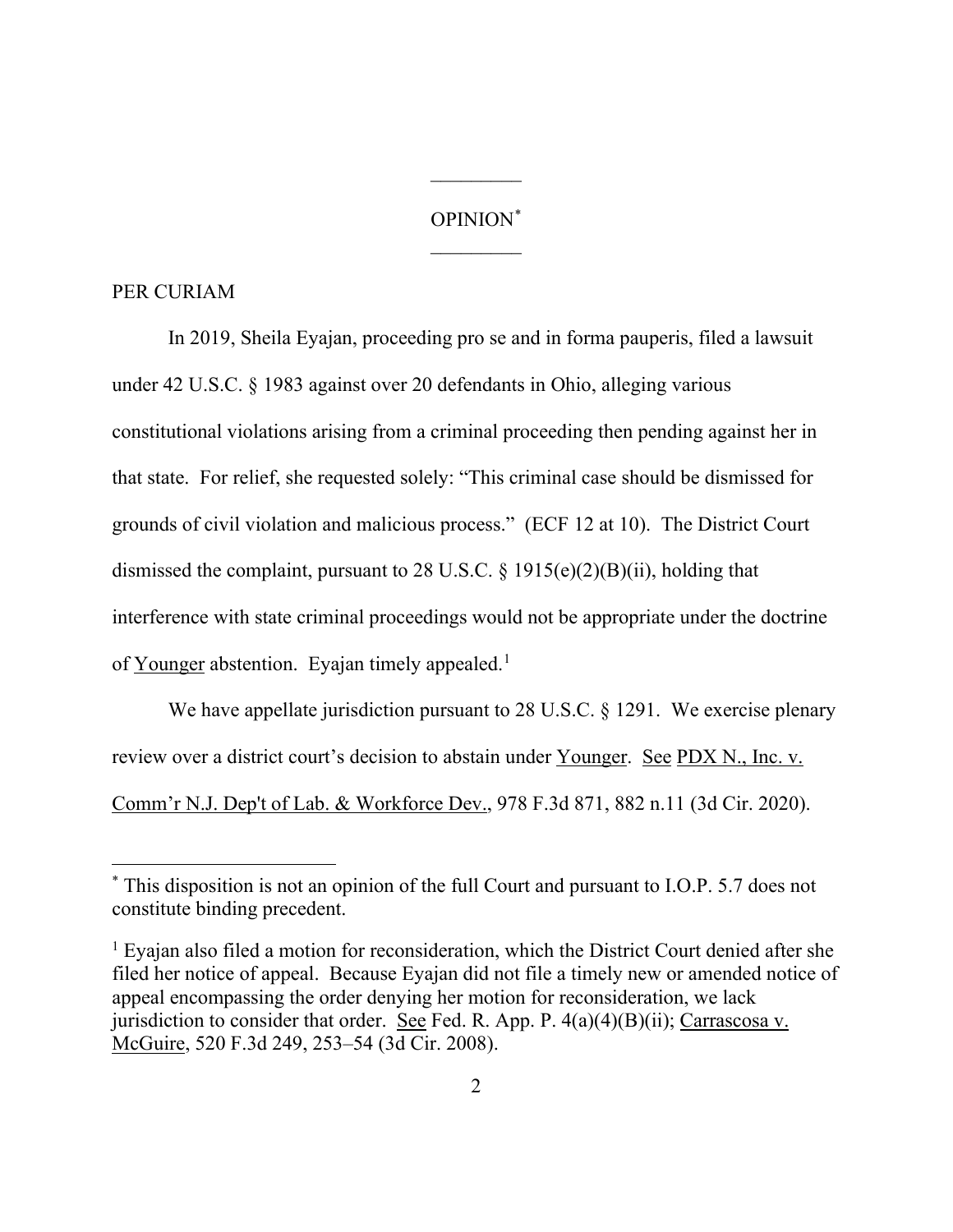OPINION[*]

PER CURIAM

In 2019, Sheila Eyajan, proceeding pro se and in forma pauperis, filed a lawsuit under 42 U.S.C. § 1983 against over 20 defendants in Ohio, alleging various constitutional violations arising from a criminal proceeding then pending against her in that state. For relief, she requested solely: "This criminal case should be dismissed for grounds of civil violation and malicious process." (ECF 12 at 10). The District Court dismissed the complaint, pursuant to 28 U.S.C. § 1915(e)(2)(B)(ii), holding that interference with state criminal proceedings would not be appropriate under the doctrine of Younger abstention. Eyajan timely appealed.[1]

We have appellate jurisdiction pursuant to 28 U.S.C. § 1291. We exercise plenary review over a district court's decision to abstain under Younger. See PDX N., Inc. v. Comm'r N.J. Dep't of Lab. & Workforce Dev., 978 F.3d 871, 882 n.11 (3d Cir. 2020).

---

[*] This disposition is not an opinion of the full Court and pursuant to I.O.P. 5.7 does not constitute binding precedent.

[1] Eyajan also filed a motion for reconsideration, which the District Court denied after she filed her notice of appeal. Because Eyajan did not file a timely new or amended notice of appeal encompassing the order denying her motion for reconsideration, we lack jurisdiction to consider that order. See Fed. R. App. P. 4(a)(4)(B)(ii); Carrascosa v. McGuire, 520 F.3d 249, 253–54 (3d Cir. 2008).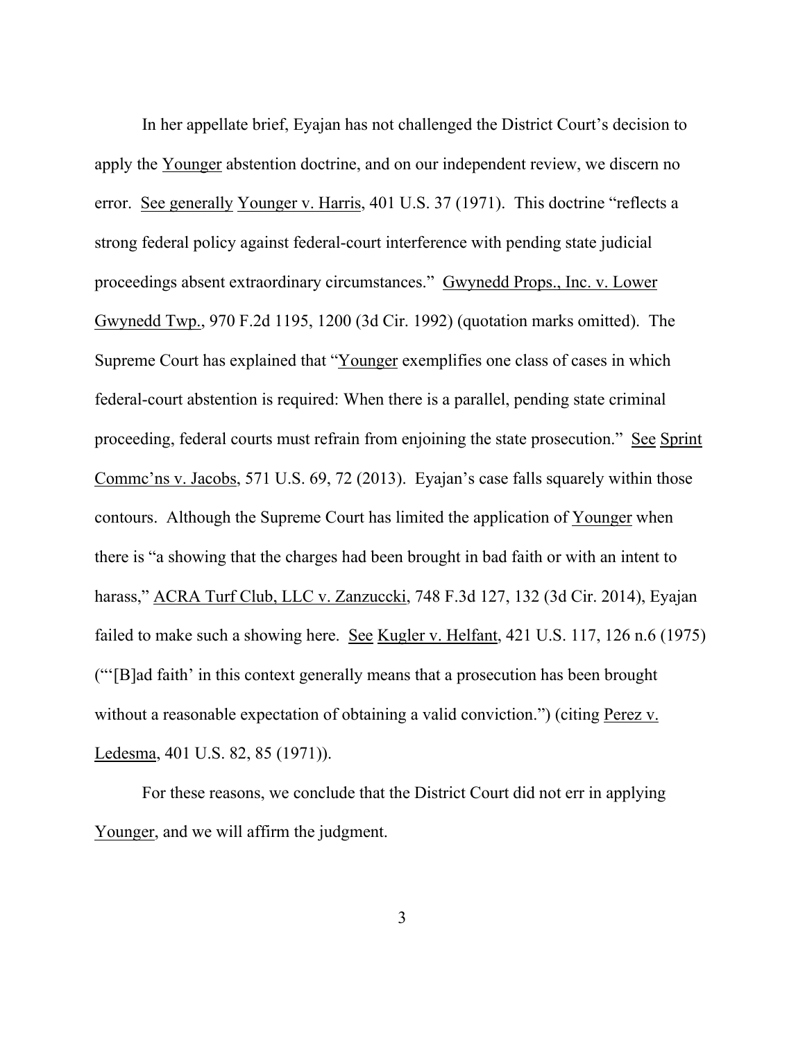In her appellate brief, Eyajan has not challenged the District Court's decision to apply the Younger abstention doctrine, and on our independent review, we discern no error. See generally Younger v. Harris, 401 U.S. 37 (1971). This doctrine "reflects a strong federal policy against federal-court interference with pending state judicial proceedings absent extraordinary circumstances." Gwynedd Props., Inc. v. Lower Gwynedd Twp., 970 F.2d 1195, 1200 (3d Cir. 1992) (quotation marks omitted). The Supreme Court has explained that "Younger exemplifies one class of cases in which federal-court abstention is required: When there is a parallel, pending state criminal proceeding, federal courts must refrain from enjoining the state prosecution." See Sprint Commc'ns v. Jacobs, 571 U.S. 69, 72 (2013). Eyajan's case falls squarely within those contours. Although the Supreme Court has limited the application of Younger when there is "a showing that the charges had been brought in bad faith or with an intent to harass," ACRA Turf Club, LLC v. Zanzuccki, 748 F.3d 127, 132 (3d Cir. 2014), Eyajan failed to make such a showing here. See Kugler v. Helfant, 421 U.S. 117, 126 n.6 (1975) ("'[B]ad faith' in this context generally means that a prosecution has been brought without a reasonable expectation of obtaining a valid conviction.") (citing Perez v. Ledesma, 401 U.S. 82, 85 (1971)).

For these reasons, we conclude that the District Court did not err in applying Younger, and we will affirm the judgment.